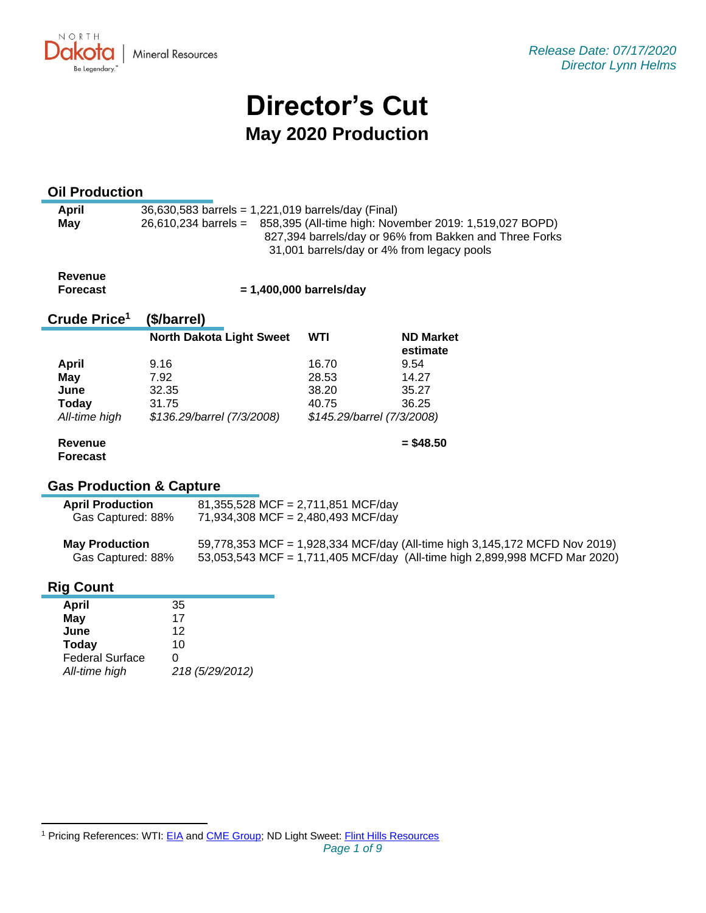Release Date: 07/17/2020
Director Lynn Helms

# Director's Cut

## May 2020 Production

### Oil Production

| | |
|---|---|
| **April** | 36,630,583 barrels = 1,221,019 barrels/day (Final) |
| **May** | 26,610,234 barrels = 858,395 (All-time high: November 2019: 1,519,027 BOPD)<br>827,394 barrels/day or 96% from Bakken and Three Forks<br>31,001 barrels/day or 4% from legacy pools |

**Revenue Forecast** **= 1,400,000 barrels/day**

### Crude Price[1] ($/barrel)

| | North Dakota Light Sweet | WTI | ND Market estimate |
|---|---|---|---|
| **April** | 9.16 | 16.70 | 9.54 |
| **May** | 7.92 | 28.53 | 14.27 |
| **June** | 32.35 | 38.20 | 35.27 |
| **Today** | 31.75 | 40.75 | 36.25 |
| *All-time high* | *$136.29/barrel (7/3/2008)* | *$145.29/barrel (7/3/2008)* | |

**Revenue Forecast** **= $48.50**

### Gas Production & Capture

| | |
|---|---|
| **April Production** | 81,355,528 MCF = 2,711,851 MCF/day |
| Gas Captured: 88% | 71,934,308 MCF = 2,480,493 MCF/day |
| **May Production** | 59,778,353 MCF = 1,928,334 MCF/day (All-time high 3,145,172 MCFD Nov 2019) |
| Gas Captured: 88% | 53,053,543 MCF = 1,711,405 MCF/day (All-time high 2,899,998 MCFD Mar 2020) |

### Rig Count

| | |
|---|---|
| **April** | 35 |
| **May** | 17 |
| **June** | 12 |
| **Today** | 10 |
| Federal Surface | 0 |
| *All-time high* | *218 (5/29/2012)* |

[1] Pricing References: WTI: EIA and CME Group; ND Light Sweet: Flint Hills Resources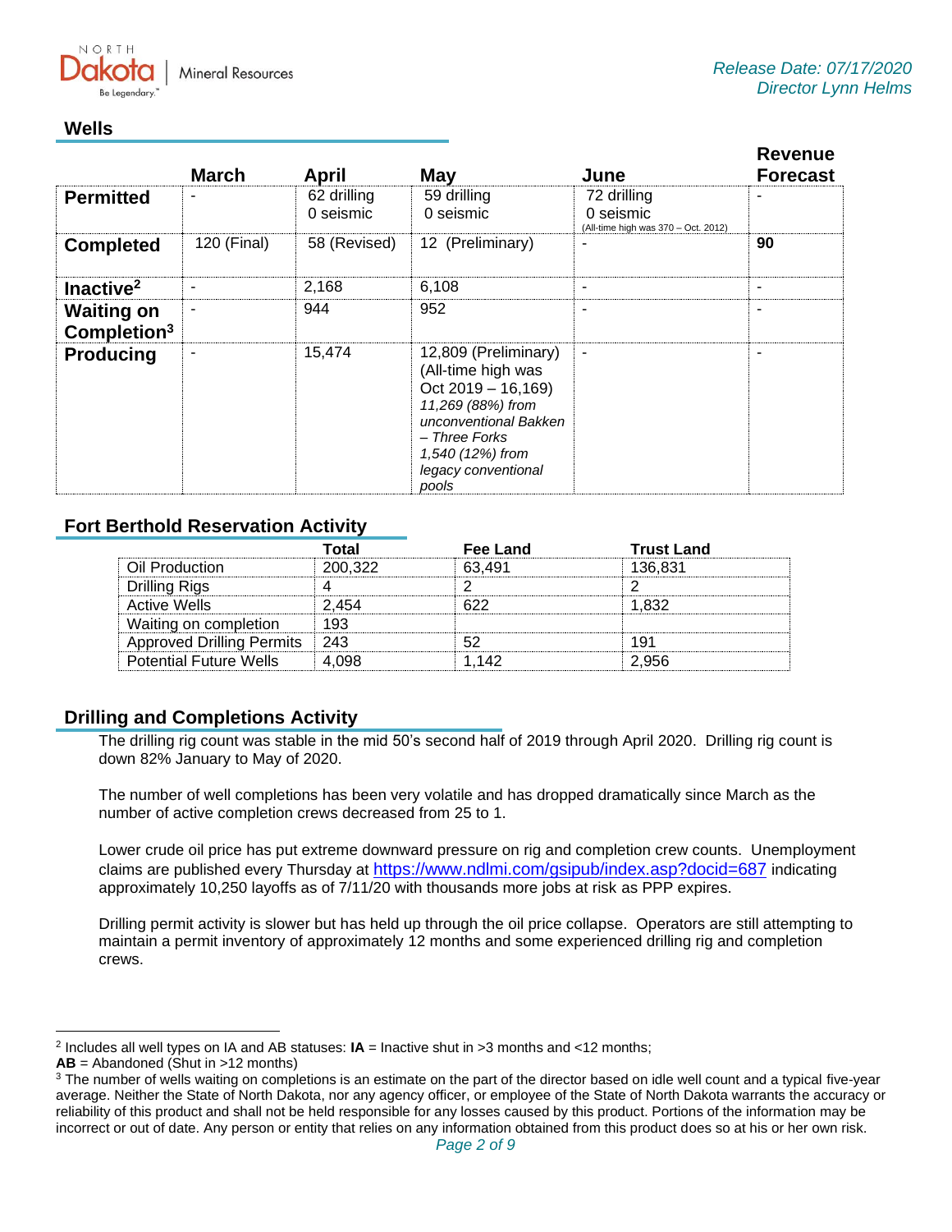Release Date: 07/17/2020
Director Lynn Helms

## Wells

| | March | April | May | June | Revenue Forecast |
|---|---|---|---|---|---|
| **Permitted** | - | 62 drilling<br>0 seismic | 59 drilling<br>0 seismic | 72 drilling<br>0 seismic<br>(All-time high was 370 – Oct. 2012) | - |
| **Completed** | 120 (Final) | 58 (Revised) | 12 (Preliminary) | - | **90** |
| **Inactive[2]** | - | 2,168 | 6,108 | - | - |
| **Waiting on Completion[3]** | - | 944 | 952 | - | - |
| **Producing** | - | 15,474 | 12,809 (Preliminary)<br>(All-time high was Oct 2019 – 16,169)<br>*11,269 (88%) from unconventional Bakken – Three Forks*<br>*1,540 (12%) from legacy conventional pools* | - | - |

## Fort Berthold Reservation Activity

| | Total | Fee Land | Trust Land |
|---|---|---|---|
| Oil Production | 200,322 | 63,491 | 136,831 |
| Drilling Rigs | 4 | 2 | 2 |
| Active Wells | 2,454 | 622 | 1,832 |
| Waiting on completion | 193 | | |
| Approved Drilling Permits | 243 | 52 | 191 |
| Potential Future Wells | 4,098 | 1,142 | 2,956 |

## Drilling and Completions Activity

The drilling rig count was stable in the mid 50's second half of 2019 through April 2020. Drilling rig count is down 82% January to May of 2020.

The number of well completions has been very volatile and has dropped dramatically since March as the number of active completion crews decreased from 25 to 1.

Lower crude oil price has put extreme downward pressure on rig and completion crew counts. Unemployment claims are published every Thursday at https://www.ndlmi.com/gsipub/index.asp?docid=687 indicating approximately 10,250 layoffs as of 7/11/20 with thousands more jobs at risk as PPP expires.

Drilling permit activity is slower but has held up through the oil price collapse. Operators are still attempting to maintain a permit inventory of approximately 12 months and some experienced drilling rig and completion crews.

---

[2] Includes all well types on IA and AB statuses: **IA** = Inactive shut in >3 months and <12 months;
**AB** = Abandoned (Shut in >12 months)

[3] The number of wells waiting on completions is an estimate on the part of the director based on idle well count and a typical five-year average. Neither the State of North Dakota, nor any agency officer, or employee of the State of North Dakota warrants the accuracy or reliability of this product and shall not be held responsible for any losses caused by this product. Portions of the information may be incorrect or out of date. Any person or entity that relies on any information obtained from this product does so at his or her own risk.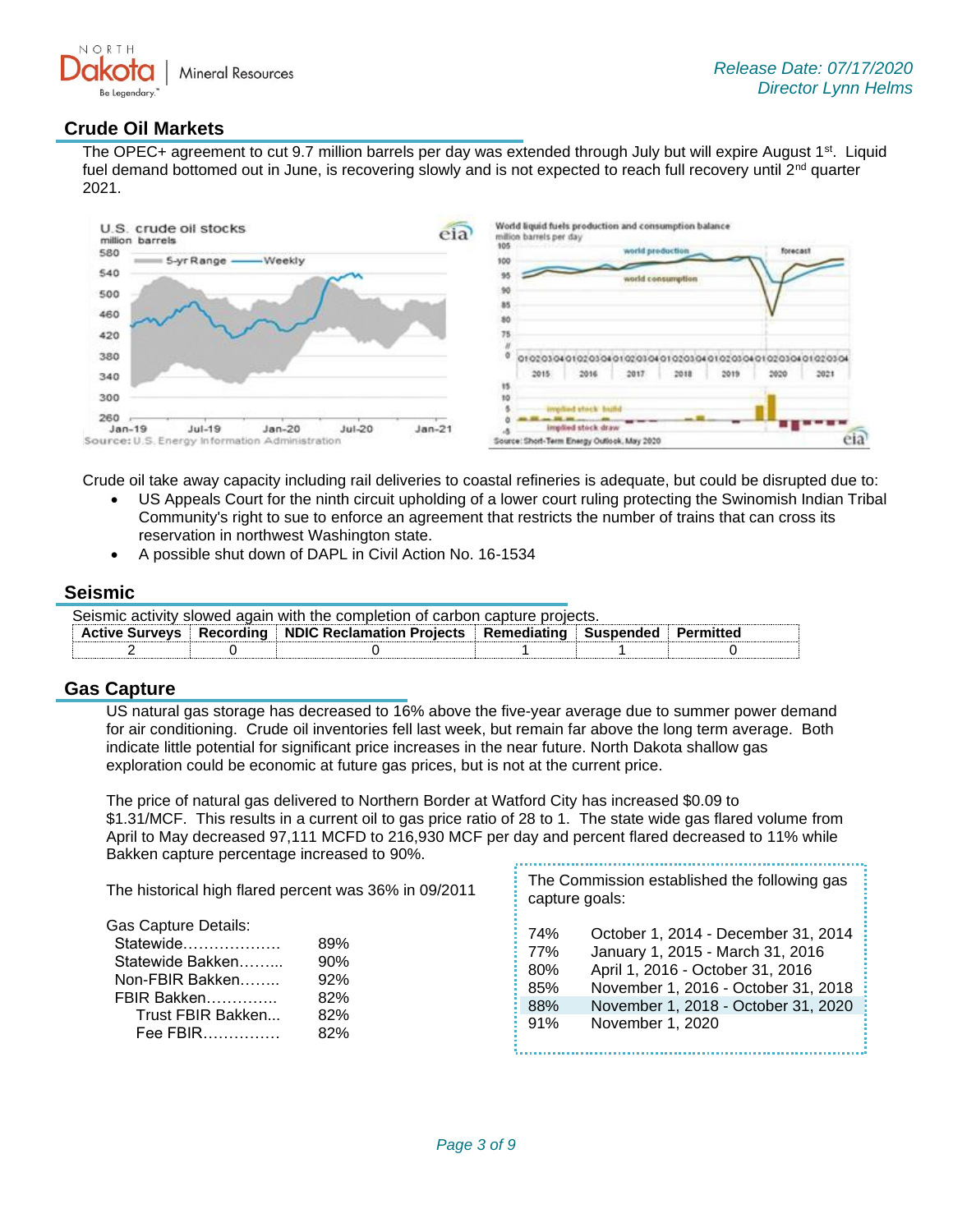## Crude Oil Markets

The OPEC+ agreement to cut 9.7 million barrels per day was extended through July but will expire August 1st. Liquid fuel demand bottomed out in June, is recovering slowly and is not expected to reach full recovery until 2nd quarter 2021.

Crude oil take away capacity including rail deliveries to coastal refineries is adequate, but could be disrupted due to:

- US Appeals Court for the ninth circuit upholding of a lower court ruling protecting the Swinomish Indian Tribal Community's right to sue to enforce an agreement that restricts the number of trains that can cross its reservation in northwest Washington state.
- A possible shut down of DAPL in Civil Action No. 16-1534

## Seismic

Seismic activity slowed again with the completion of carbon capture projects.

| Active Surveys | Recording | NDIC Reclamation Projects | Remediating | Suspended | Permitted |
|---|---|---|---|---|---|
| 2 | 0 | 0 | 1 | 1 | 0 |

## Gas Capture

US natural gas storage has decreased to 16% above the five-year average due to summer power demand for air conditioning. Crude oil inventories fell last week, but remain far above the long term average. Both indicate little potential for significant price increases in the near future. North Dakota shallow gas exploration could be economic at future gas prices, but is not at the current price.

The price of natural gas delivered to Northern Border at Watford City has increased $0.09 to $1.31/MCF. This results in a current oil to gas price ratio of 28 to 1. The state wide gas flared volume from April to May decreased 97,111 MCFD to 216,930 MCF per day and percent flared decreased to 11% while Bakken capture percentage increased to 90%.

The historical high flared percent was 36% in 09/2011

Gas Capture Details:

| | |
|---|---|
| Statewide | 89% |
| Statewide Bakken | 90% |
| Non-FBIR Bakken | 92% |
| FBIR Bakken | 82% |
| Trust FBIR Bakken | 82% |
| Fee FBIR | 82% |

The Commission established the following gas capture goals:

| | |
|---|---|
| 74% | October 1, 2014 - December 31, 2014 |
| 77% | January 1, 2015 - March 31, 2016 |
| 80% | April 1, 2016 - October 31, 2016 |
| 85% | November 1, 2016 - October 31, 2018 |
| 88% | November 1, 2018 - October 31, 2020 |
| 91% | November 1, 2020 |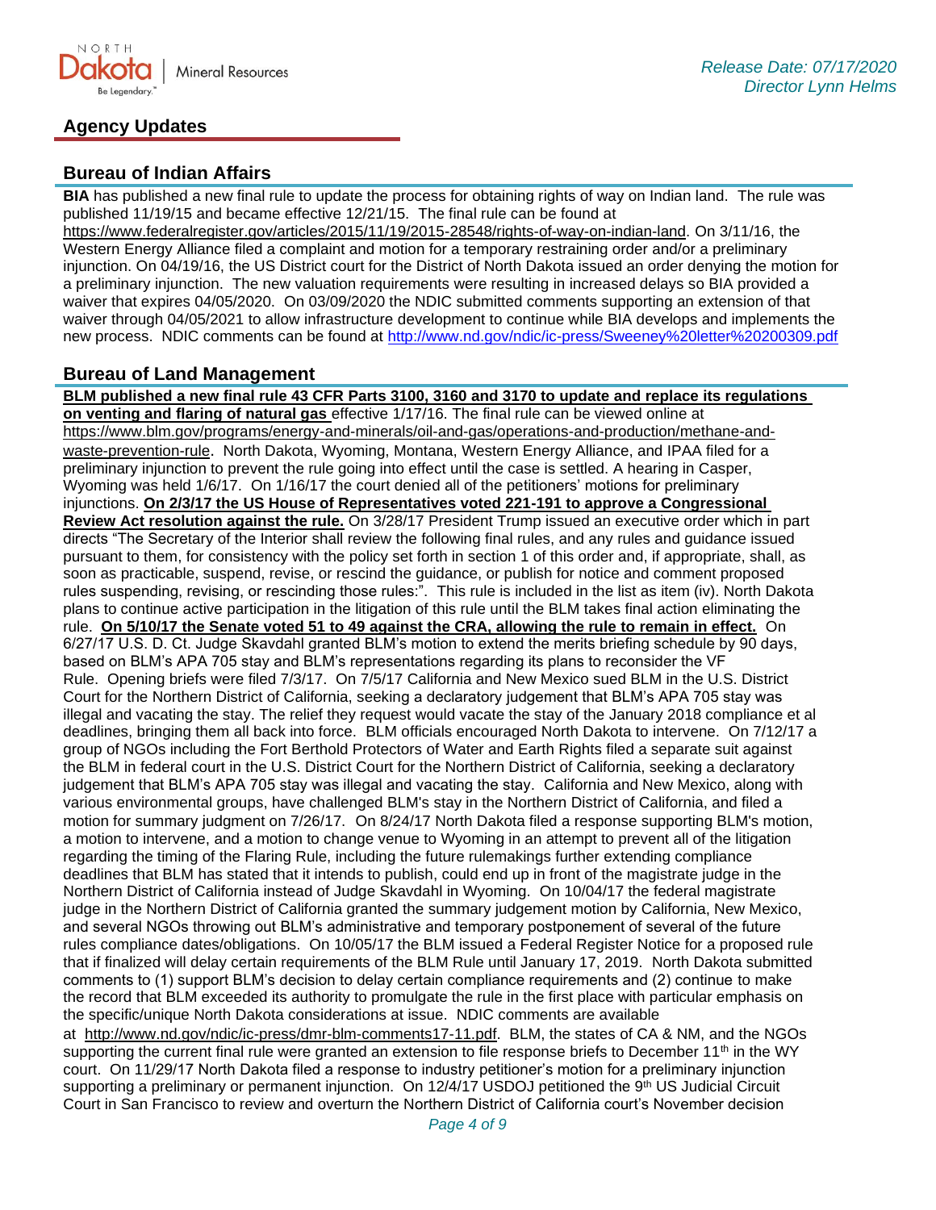## Agency Updates

### Bureau of Indian Affairs

**BIA** has published a new final rule to update the process for obtaining rights of way on Indian land. The rule was published 11/19/15 and became effective 12/21/15. The final rule can be found at https://www.federalregister.gov/articles/2015/11/19/2015-28548/rights-of-way-on-indian-land. On 3/11/16, the Western Energy Alliance filed a complaint and motion for a temporary restraining order and/or a preliminary injunction. On 04/19/16, the US District court for the District of North Dakota issued an order denying the motion for a preliminary injunction. The new valuation requirements were resulting in increased delays so BIA provided a waiver that expires 04/05/2020. On 03/09/2020 the NDIC submitted comments supporting an extension of that waiver through 04/05/2021 to allow infrastructure development to continue while BIA develops and implements the new process. NDIC comments can be found at http://www.nd.gov/ndic/ic-press/Sweeney%20letter%20200309.pdf

### Bureau of Land Management

**BLM published a new final rule 43 CFR Parts 3100, 3160 and 3170 to update and replace its regulations on venting and flaring of natural gas** effective 1/17/16. The final rule can be viewed online at https://www.blm.gov/programs/energy-and-minerals/oil-and-gas/operations-and-production/methane-and-waste-prevention-rule. North Dakota, Wyoming, Montana, Western Energy Alliance, and IPAA filed for a preliminary injunction to prevent the rule going into effect until the case is settled. A hearing in Casper, Wyoming was held 1/6/17. On 1/16/17 the court denied all of the petitioners' motions for preliminary injunctions. **On 2/3/17 the US House of Representatives voted 221-191 to approve a Congressional Review Act resolution against the rule.** On 3/28/17 President Trump issued an executive order which in part directs "The Secretary of the Interior shall review the following final rules, and any rules and guidance issued pursuant to them, for consistency with the policy set forth in section 1 of this order and, if appropriate, shall, as soon as practicable, suspend, revise, or rescind the guidance, or publish for notice and comment proposed rules suspending, revising, or rescinding those rules:". This rule is included in the list as item (iv). North Dakota plans to continue active participation in the litigation of this rule until the BLM takes final action eliminating the rule. **On 5/10/17 the Senate voted 51 to 49 against the CRA, allowing the rule to remain in effect.** On 6/27/17 U.S. D. Ct. Judge Skavdahl granted BLM's motion to extend the merits briefing schedule by 90 days, based on BLM's APA 705 stay and BLM's representations regarding its plans to reconsider the VF Rule. Opening briefs were filed 7/3/17. On 7/5/17 California and New Mexico sued BLM in the U.S. District Court for the Northern District of California, seeking a declaratory judgement that BLM's APA 705 stay was illegal and vacating the stay. The relief they request would vacate the stay of the January 2018 compliance et al deadlines, bringing them all back into force. BLM officials encouraged North Dakota to intervene. On 7/12/17 a group of NGOs including the Fort Berthold Protectors of Water and Earth Rights filed a separate suit against the BLM in federal court in the U.S. District Court for the Northern District of California, seeking a declaratory judgement that BLM's APA 705 stay was illegal and vacating the stay. California and New Mexico, along with various environmental groups, have challenged BLM's stay in the Northern District of California, and filed a motion for summary judgment on 7/26/17. On 8/24/17 North Dakota filed a response supporting BLM's motion, a motion to intervene, and a motion to change venue to Wyoming in an attempt to prevent all of the litigation regarding the timing of the Flaring Rule, including the future rulemakings further extending compliance deadlines that BLM has stated that it intends to publish, could end up in front of the magistrate judge in the Northern District of California instead of Judge Skavdahl in Wyoming. On 10/04/17 the federal magistrate judge in the Northern District of California granted the summary judgement motion by California, New Mexico, and several NGOs throwing out BLM's administrative and temporary postponement of several of the future rules compliance dates/obligations. On 10/05/17 the BLM issued a Federal Register Notice for a proposed rule that if finalized will delay certain requirements of the BLM Rule until January 17, 2019. North Dakota submitted comments to (1) support BLM's decision to delay certain compliance requirements and (2) continue to make the record that BLM exceeded its authority to promulgate the rule in the first place with particular emphasis on the specific/unique North Dakota considerations at issue. NDIC comments are available at http://www.nd.gov/ndic/ic-press/dmr-blm-comments17-11.pdf. BLM, the states of CA & NM, and the NGOs supporting the current final rule were granted an extension to file response briefs to December 11th in the WY court. On 11/29/17 North Dakota filed a response to industry petitioner's motion for a preliminary injunction supporting a preliminary or permanent injunction. On 12/4/17 USDOJ petitioned the 9th US Judicial Circuit Court in San Francisco to review and overturn the Northern District of California court's November decision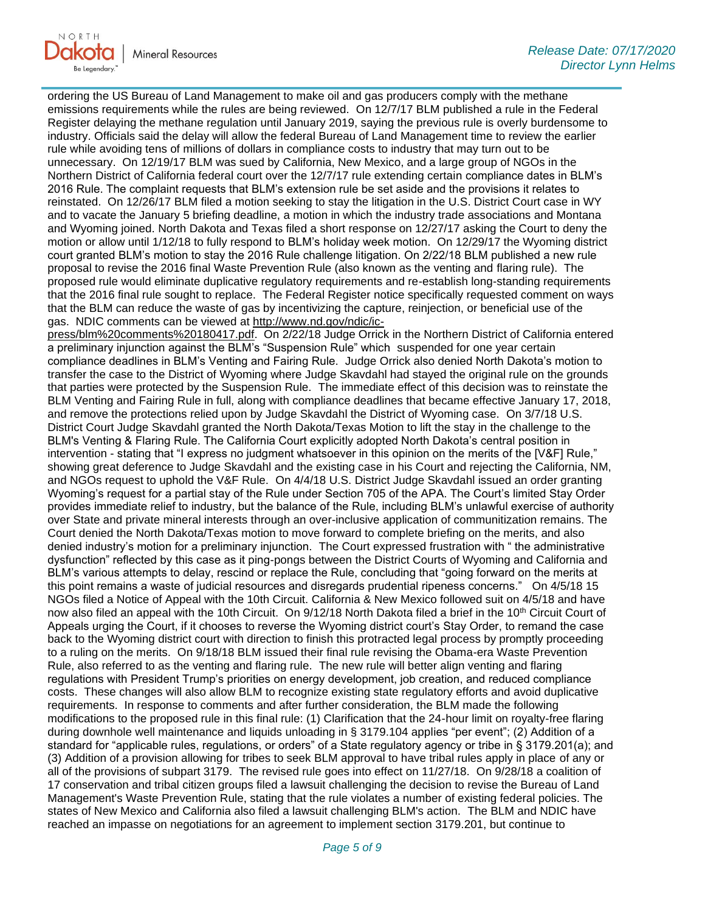ordering the US Bureau of Land Management to make oil and gas producers comply with the methane emissions requirements while the rules are being reviewed. On 12/7/17 BLM published a rule in the Federal Register delaying the methane regulation until January 2019, saying the previous rule is overly burdensome to industry. Officials said the delay will allow the federal Bureau of Land Management time to review the earlier rule while avoiding tens of millions of dollars in compliance costs to industry that may turn out to be unnecessary. On 12/19/17 BLM was sued by California, New Mexico, and a large group of NGOs in the Northern District of California federal court over the 12/7/17 rule extending certain compliance dates in BLM's 2016 Rule. The complaint requests that BLM's extension rule be set aside and the provisions it relates to reinstated. On 12/26/17 BLM filed a motion seeking to stay the litigation in the U.S. District Court case in WY and to vacate the January 5 briefing deadline, a motion in which the industry trade associations and Montana and Wyoming joined. North Dakota and Texas filed a short response on 12/27/17 asking the Court to deny the motion or allow until 1/12/18 to fully respond to BLM's holiday week motion. On 12/29/17 the Wyoming district court granted BLM's motion to stay the 2016 Rule challenge litigation. On 2/22/18 BLM published a new rule proposal to revise the 2016 final Waste Prevention Rule (also known as the venting and flaring rule). The proposed rule would eliminate duplicative regulatory requirements and re-establish long-standing requirements that the 2016 final rule sought to replace. The Federal Register notice specifically requested comment on ways that the BLM can reduce the waste of gas by incentivizing the capture, reinjection, or beneficial use of the gas. NDIC comments can be viewed at http://www.nd.gov/ndic/ic-press/blm%20comments%20180417.pdf. On 2/22/18 Judge Orrick in the Northern District of California entered a preliminary injunction against the BLM's "Suspension Rule" which suspended for one year certain compliance deadlines in BLM's Venting and Fairing Rule. Judge Orrick also denied North Dakota's motion to transfer the case to the District of Wyoming where Judge Skavdahl had stayed the original rule on the grounds that parties were protected by the Suspension Rule. The immediate effect of this decision was to reinstate the BLM Venting and Fairing Rule in full, along with compliance deadlines that became effective January 17, 2018, and remove the protections relied upon by Judge Skavdahl the District of Wyoming case. On 3/7/18 U.S. District Court Judge Skavdahl granted the North Dakota/Texas Motion to lift the stay in the challenge to the BLM's Venting & Flaring Rule. The California Court explicitly adopted North Dakota's central position in intervention - stating that "I express no judgment whatsoever in this opinion on the merits of the [V&F] Rule," showing great deference to Judge Skavdahl and the existing case in his Court and rejecting the California, NM, and NGOs request to uphold the V&F Rule. On 4/4/18 U.S. District Judge Skavdahl issued an order granting Wyoming's request for a partial stay of the Rule under Section 705 of the APA. The Court's limited Stay Order provides immediate relief to industry, but the balance of the Rule, including BLM's unlawful exercise of authority over State and private mineral interests through an over-inclusive application of communitization remains. The Court denied the North Dakota/Texas motion to move forward to complete briefing on the merits, and also denied industry's motion for a preliminary injunction. The Court expressed frustration with " the administrative dysfunction" reflected by this case as it ping-pongs between the District Courts of Wyoming and California and BLM's various attempts to delay, rescind or replace the Rule, concluding that "going forward on the merits at this point remains a waste of judicial resources and disregards prudential ripeness concerns." On 4/5/18 15 NGOs filed a Notice of Appeal with the 10th Circuit. California & New Mexico followed suit on 4/5/18 and have now also filed an appeal with the 10th Circuit. On 9/12/18 North Dakota filed a brief in the 10th Circuit Court of Appeals urging the Court, if it chooses to reverse the Wyoming district court's Stay Order, to remand the case back to the Wyoming district court with direction to finish this protracted legal process by promptly proceeding to a ruling on the merits. On 9/18/18 BLM issued their final rule revising the Obama-era Waste Prevention Rule, also referred to as the venting and flaring rule. The new rule will better align venting and flaring regulations with President Trump's priorities on energy development, job creation, and reduced compliance costs. These changes will also allow BLM to recognize existing state regulatory efforts and avoid duplicative requirements. In response to comments and after further consideration, the BLM made the following modifications to the proposed rule in this final rule: (1) Clarification that the 24-hour limit on royalty-free flaring during downhole well maintenance and liquids unloading in § 3179.104 applies "per event"; (2) Addition of a standard for "applicable rules, regulations, or orders" of a State regulatory agency or tribe in § 3179.201(a); and (3) Addition of a provision allowing for tribes to seek BLM approval to have tribal rules apply in place of any or all of the provisions of subpart 3179. The revised rule goes into effect on 11/27/18. On 9/28/18 a coalition of 17 conservation and tribal citizen groups filed a lawsuit challenging the decision to revise the Bureau of Land Management's Waste Prevention Rule, stating that the rule violates a number of existing federal policies. The states of New Mexico and California also filed a lawsuit challenging BLM's action. The BLM and NDIC have reached an impasse on negotiations for an agreement to implement section 3179.201, but continue to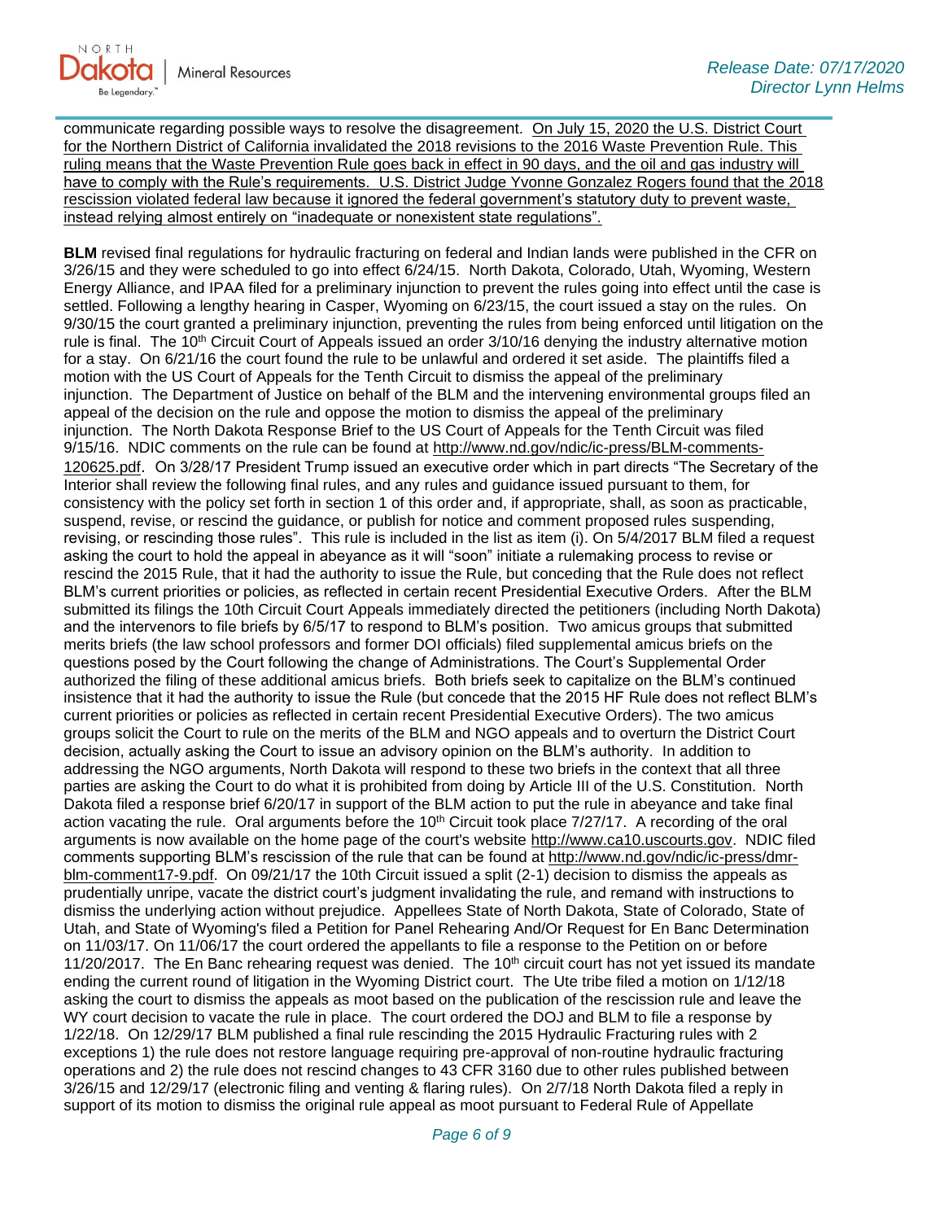communicate regarding possible ways to resolve the disagreement. On July 15, 2020 the U.S. District Court for the Northern District of California invalidated the 2018 revisions to the 2016 Waste Prevention Rule. This ruling means that the Waste Prevention Rule goes back in effect in 90 days, and the oil and gas industry will have to comply with the Rule's requirements. U.S. District Judge Yvonne Gonzalez Rogers found that the 2018 rescission violated federal law because it ignored the federal government's statutory duty to prevent waste, instead relying almost entirely on "inadequate or nonexistent state regulations".

**BLM** revised final regulations for hydraulic fracturing on federal and Indian lands were published in the CFR on 3/26/15 and they were scheduled to go into effect 6/24/15. North Dakota, Colorado, Utah, Wyoming, Western Energy Alliance, and IPAA filed for a preliminary injunction to prevent the rules going into effect until the case is settled. Following a lengthy hearing in Casper, Wyoming on 6/23/15, the court issued a stay on the rules. On 9/30/15 the court granted a preliminary injunction, preventing the rules from being enforced until litigation on the rule is final. The 10th Circuit Court of Appeals issued an order 3/10/16 denying the industry alternative motion for a stay. On 6/21/16 the court found the rule to be unlawful and ordered it set aside. The plaintiffs filed a motion with the US Court of Appeals for the Tenth Circuit to dismiss the appeal of the preliminary injunction. The Department of Justice on behalf of the BLM and the intervening environmental groups filed an appeal of the decision on the rule and oppose the motion to dismiss the appeal of the preliminary injunction. The North Dakota Response Brief to the US Court of Appeals for the Tenth Circuit was filed 9/15/16. NDIC comments on the rule can be found at http://www.nd.gov/ndic/ic-press/BLM-comments-120625.pdf. On 3/28/17 President Trump issued an executive order which in part directs "The Secretary of the Interior shall review the following final rules, and any rules and guidance issued pursuant to them, for consistency with the policy set forth in section 1 of this order and, if appropriate, shall, as soon as practicable, suspend, revise, or rescind the guidance, or publish for notice and comment proposed rules suspending, revising, or rescinding those rules". This rule is included in the list as item (i). On 5/4/2017 BLM filed a request asking the court to hold the appeal in abeyance as it will "soon" initiate a rulemaking process to revise or rescind the 2015 Rule, that it had the authority to issue the Rule, but conceding that the Rule does not reflect BLM's current priorities or policies, as reflected in certain recent Presidential Executive Orders. After the BLM submitted its filings the 10th Circuit Court Appeals immediately directed the petitioners (including North Dakota) and the intervenors to file briefs by 6/5/17 to respond to BLM's position. Two amicus groups that submitted merits briefs (the law school professors and former DOI officials) filed supplemental amicus briefs on the questions posed by the Court following the change of Administrations. The Court's Supplemental Order authorized the filing of these additional amicus briefs. Both briefs seek to capitalize on the BLM's continued insistence that it had the authority to issue the Rule (but concede that the 2015 HF Rule does not reflect BLM's current priorities or policies as reflected in certain recent Presidential Executive Orders). The two amicus groups solicit the Court to rule on the merits of the BLM and NGO appeals and to overturn the District Court decision, actually asking the Court to issue an advisory opinion on the BLM's authority. In addition to addressing the NGO arguments, North Dakota will respond to these two briefs in the context that all three parties are asking the Court to do what it is prohibited from doing by Article III of the U.S. Constitution. North Dakota filed a response brief 6/20/17 in support of the BLM action to put the rule in abeyance and take final action vacating the rule. Oral arguments before the 10th Circuit took place 7/27/17. A recording of the oral arguments is now available on the home page of the court's website http://www.ca10.uscourts.gov. NDIC filed comments supporting BLM's rescission of the rule that can be found at http://www.nd.gov/ndic/ic-press/dmr-blm-comment17-9.pdf. On 09/21/17 the 10th Circuit issued a split (2-1) decision to dismiss the appeals as prudentially unripe, vacate the district court's judgment invalidating the rule, and remand with instructions to dismiss the underlying action without prejudice. Appellees State of North Dakota, State of Colorado, State of Utah, and State of Wyoming's filed a Petition for Panel Rehearing And/Or Request for En Banc Determination on 11/03/17. On 11/06/17 the court ordered the appellants to file a response to the Petition on or before 11/20/2017. The En Banc rehearing request was denied. The 10th circuit court has not yet issued its mandate ending the current round of litigation in the Wyoming District court. The Ute tribe filed a motion on 1/12/18 asking the court to dismiss the appeals as moot based on the publication of the rescission rule and leave the WY court decision to vacate the rule in place. The court ordered the DOJ and BLM to file a response by 1/22/18. On 12/29/17 BLM published a final rule rescinding the 2015 Hydraulic Fracturing rules with 2 exceptions 1) the rule does not restore language requiring pre-approval of non-routine hydraulic fracturing operations and 2) the rule does not rescind changes to 43 CFR 3160 due to other rules published between 3/26/15 and 12/29/17 (electronic filing and venting & flaring rules). On 2/7/18 North Dakota filed a reply in support of its motion to dismiss the original rule appeal as moot pursuant to Federal Rule of Appellate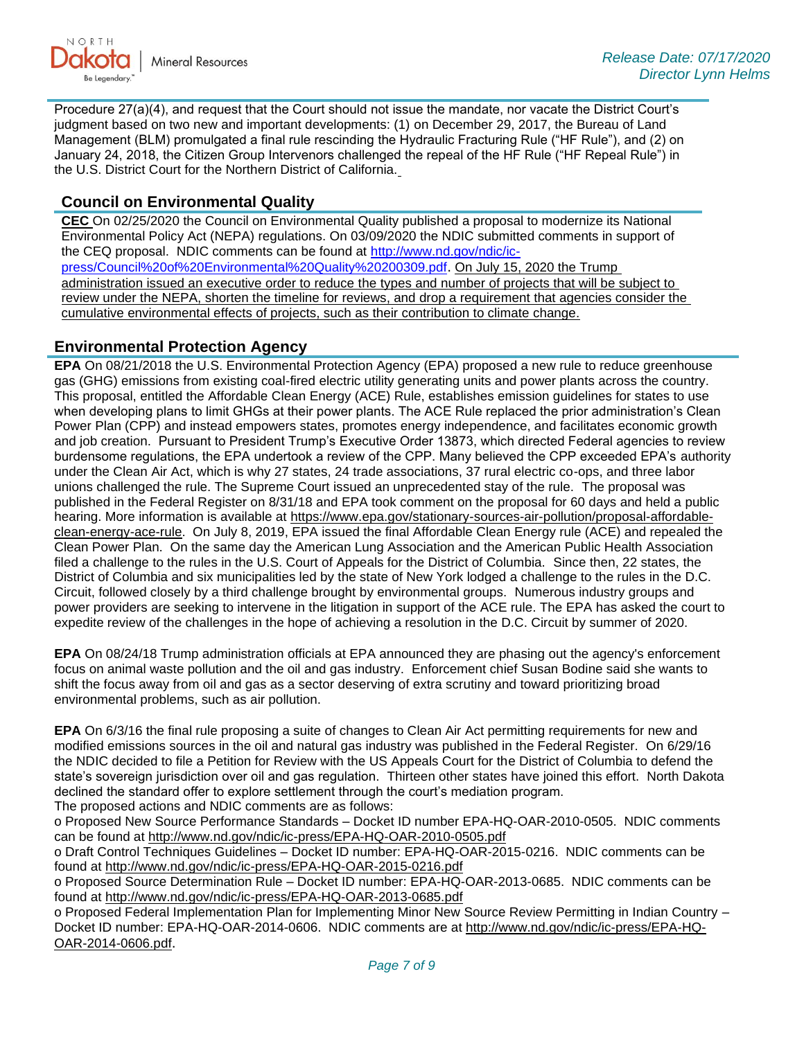Procedure 27(a)(4), and request that the Court should not issue the mandate, nor vacate the District Court's judgment based on two new and important developments: (1) on December 29, 2017, the Bureau of Land Management (BLM) promulgated a final rule rescinding the Hydraulic Fracturing Rule ("HF Rule"), and (2) on January 24, 2018, the Citizen Group Intervenors challenged the repeal of the HF Rule ("HF Repeal Rule") in the U.S. District Court for the Northern District of California.

## Council on Environmental Quality

**CEC** On 02/25/2020 the Council on Environmental Quality published a proposal to modernize its National Environmental Policy Act (NEPA) regulations. On 03/09/2020 the NDIC submitted comments in support of the CEQ proposal. NDIC comments can be found at http://www.nd.gov/ndic/ic-press/Council%20of%20Environmental%20Quality%20200309.pdf. On July 15, 2020 the Trump administration issued an executive order to reduce the types and number of projects that will be subject to review under the NEPA, shorten the timeline for reviews, and drop a requirement that agencies consider the cumulative environmental effects of projects, such as their contribution to climate change.

## Environmental Protection Agency

**EPA** On 08/21/2018 the U.S. Environmental Protection Agency (EPA) proposed a new rule to reduce greenhouse gas (GHG) emissions from existing coal-fired electric utility generating units and power plants across the country. This proposal, entitled the Affordable Clean Energy (ACE) Rule, establishes emission guidelines for states to use when developing plans to limit GHGs at their power plants. The ACE Rule replaced the prior administration's Clean Power Plan (CPP) and instead empowers states, promotes energy independence, and facilitates economic growth and job creation. Pursuant to President Trump's Executive Order 13873, which directed Federal agencies to review burdensome regulations, the EPA undertook a review of the CPP. Many believed the CPP exceeded EPA's authority under the Clean Air Act, which is why 27 states, 24 trade associations, 37 rural electric co-ops, and three labor unions challenged the rule. The Supreme Court issued an unprecedented stay of the rule. The proposal was published in the Federal Register on 8/31/18 and EPA took comment on the proposal for 60 days and held a public hearing. More information is available at https://www.epa.gov/stationary-sources-air-pollution/proposal-affordable-clean-energy-ace-rule. On July 8, 2019, EPA issued the final Affordable Clean Energy rule (ACE) and repealed the Clean Power Plan. On the same day the American Lung Association and the American Public Health Association filed a challenge to the rules in the U.S. Court of Appeals for the District of Columbia. Since then, 22 states, the District of Columbia and six municipalities led by the state of New York lodged a challenge to the rules in the D.C. Circuit, followed closely by a third challenge brought by environmental groups. Numerous industry groups and power providers are seeking to intervene in the litigation in support of the ACE rule. The EPA has asked the court to expedite review of the challenges in the hope of achieving a resolution in the D.C. Circuit by summer of 2020.

**EPA** On 08/24/18 Trump administration officials at EPA announced they are phasing out the agency's enforcement focus on animal waste pollution and the oil and gas industry. Enforcement chief Susan Bodine said she wants to shift the focus away from oil and gas as a sector deserving of extra scrutiny and toward prioritizing broad environmental problems, such as air pollution.

**EPA** On 6/3/16 the final rule proposing a suite of changes to Clean Air Act permitting requirements for new and modified emissions sources in the oil and natural gas industry was published in the Federal Register. On 6/29/16 the NDIC decided to file a Petition for Review with the US Appeals Court for the District of Columbia to defend the state's sovereign jurisdiction over oil and gas regulation. Thirteen other states have joined this effort. North Dakota declined the standard offer to explore settlement through the court's mediation program.
The proposed actions and NDIC comments are as follows:

- Proposed New Source Performance Standards – Docket ID number EPA-HQ-OAR-2010-0505. NDIC comments can be found at http://www.nd.gov/ndic/ic-press/EPA-HQ-OAR-2010-0505.pdf
- Draft Control Techniques Guidelines – Docket ID number: EPA-HQ-OAR-2015-0216. NDIC comments can be found at http://www.nd.gov/ndic/ic-press/EPA-HQ-OAR-2015-0216.pdf
- Proposed Source Determination Rule – Docket ID number: EPA-HQ-OAR-2013-0685. NDIC comments can be found at http://www.nd.gov/ndic/ic-press/EPA-HQ-OAR-2013-0685.pdf
- Proposed Federal Implementation Plan for Implementing Minor New Source Review Permitting in Indian Country – Docket ID number: EPA-HQ-OAR-2014-0606. NDIC comments are at http://www.nd.gov/ndic/ic-press/EPA-HQ-OAR-2014-0606.pdf.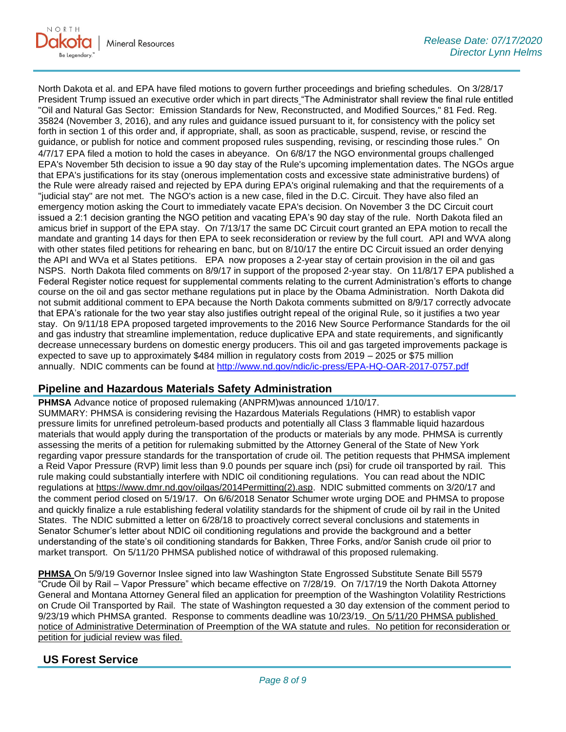North Dakota et al. and EPA have filed motions to govern further proceedings and briefing schedules. On 3/28/17 President Trump issued an executive order which in part directs "The Administrator shall review the final rule entitled "Oil and Natural Gas Sector: Emission Standards for New, Reconstructed, and Modified Sources," 81 Fed. Reg. 35824 (November 3, 2016), and any rules and guidance issued pursuant to it, for consistency with the policy set forth in section 1 of this order and, if appropriate, shall, as soon as practicable, suspend, revise, or rescind the guidance, or publish for notice and comment proposed rules suspending, revising, or rescinding those rules." On 4/7/17 EPA filed a motion to hold the cases in abeyance. On 6/8/17 the NGO environmental groups challenged EPA's November 5th decision to issue a 90 day stay of the Rule's upcoming implementation dates. The NGOs argue that EPA's justifications for its stay (onerous implementation costs and excessive state administrative burdens) of the Rule were already raised and rejected by EPA during EPA's original rulemaking and that the requirements of a "judicial stay" are not met. The NGO's action is a new case, filed in the D.C. Circuit. They have also filed an emergency motion asking the Court to immediately vacate EPA's decision. On November 3 the DC Circuit court issued a 2:1 decision granting the NGO petition and vacating EPA's 90 day stay of the rule. North Dakota filed an amicus brief in support of the EPA stay. On 7/13/17 the same DC Circuit court granted an EPA motion to recall the mandate and granting 14 days for then EPA to seek reconsideration or review by the full court. API and WVA along with other states filed petitions for rehearing en banc, but on 8/10/17 the entire DC Circuit issued an order denying the API and WVa et al States petitions. EPA now proposes a 2-year stay of certain provision in the oil and gas NSPS. North Dakota filed comments on 8/9/17 in support of the proposed 2-year stay. On 11/8/17 EPA published a Federal Register notice request for supplemental comments relating to the current Administration's efforts to change course on the oil and gas sector methane regulations put in place by the Obama Administration. North Dakota did not submit additional comment to EPA because the North Dakota comments submitted on 8/9/17 correctly advocate that EPA's rationale for the two year stay also justifies outright repeal of the original Rule, so it justifies a two year stay. On 9/11/18 EPA proposed targeted improvements to the 2016 New Source Performance Standards for the oil and gas industry that streamline implementation, reduce duplicative EPA and state requirements, and significantly decrease unnecessary burdens on domestic energy producers. This oil and gas targeted improvements package is expected to save up to approximately $484 million in regulatory costs from 2019 – 2025 or $75 million annually. NDIC comments can be found at http://www.nd.gov/ndic/ic-press/EPA-HQ-OAR-2017-0757.pdf

## Pipeline and Hazardous Materials Safety Administration

**PHMSA** Advance notice of proposed rulemaking (ANPRM)was announced 1/10/17.
SUMMARY: PHMSA is considering revising the Hazardous Materials Regulations (HMR) to establish vapor pressure limits for unrefined petroleum-based products and potentially all Class 3 flammable liquid hazardous materials that would apply during the transportation of the products or materials by any mode. PHMSA is currently assessing the merits of a petition for rulemaking submitted by the Attorney General of the State of New York regarding vapor pressure standards for the transportation of crude oil. The petition requests that PHMSA implement a Reid Vapor Pressure (RVP) limit less than 9.0 pounds per square inch (psi) for crude oil transported by rail. This rule making could substantially interfere with NDIC oil conditioning regulations. You can read about the NDIC regulations at https://www.dmr.nd.gov/oilgas/2014Permitting(2).asp. NDIC submitted comments on 3/20/17 and the comment period closed on 5/19/17. On 6/6/2018 Senator Schumer wrote urging DOE and PHMSA to propose and quickly finalize a rule establishing federal volatility standards for the shipment of crude oil by rail in the United States. The NDIC submitted a letter on 6/28/18 to proactively correct several conclusions and statements in Senator Schumer's letter about NDIC oil conditioning regulations and provide the background and a better understanding of the state's oil conditioning standards for Bakken, Three Forks, and/or Sanish crude oil prior to market transport. On 5/11/20 PHMSA published notice of withdrawal of this proposed rulemaking.

**PHMSA** On 5/9/19 Governor Inslee signed into law Washington State Engrossed Substitute Senate Bill 5579 "Crude Oil by Rail – Vapor Pressure" which became effective on 7/28/19. On 7/17/19 the North Dakota Attorney General and Montana Attorney General filed an application for preemption of the Washington Volatility Restrictions on Crude Oil Transported by Rail. The state of Washington requested a 30 day extension of the comment period to 9/23/19 which PHMSA granted. Response to comments deadline was 10/23/19. On 5/11/20 PHMSA published notice of Administrative Determination of Preemption of the WA statute and rules. No petition for reconsideration or petition for judicial review was filed.

## US Forest Service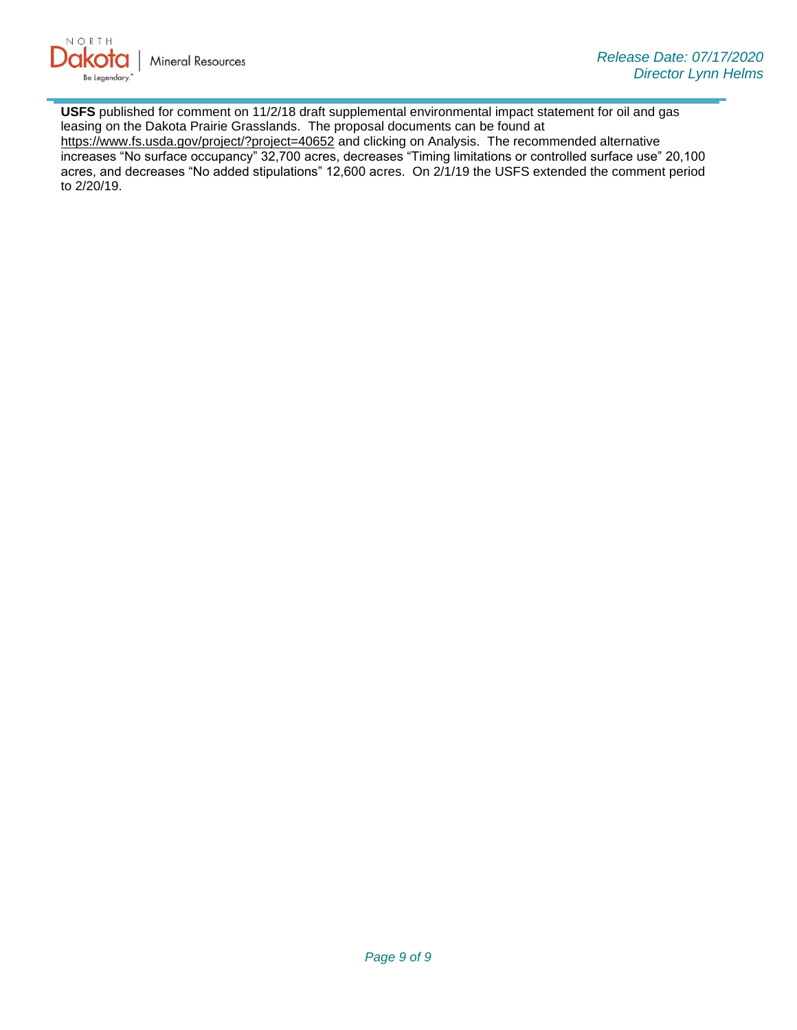**USFS** published for comment on 11/2/18 draft supplemental environmental impact statement for oil and gas leasing on the Dakota Prairie Grasslands. The proposal documents can be found at https://www.fs.usda.gov/project/?project=40652 and clicking on Analysis. The recommended alternative increases "No surface occupancy" 32,700 acres, decreases "Timing limitations or controlled surface use" 20,100 acres, and decreases "No added stipulations" 12,600 acres. On 2/1/19 the USFS extended the comment period to 2/20/19.